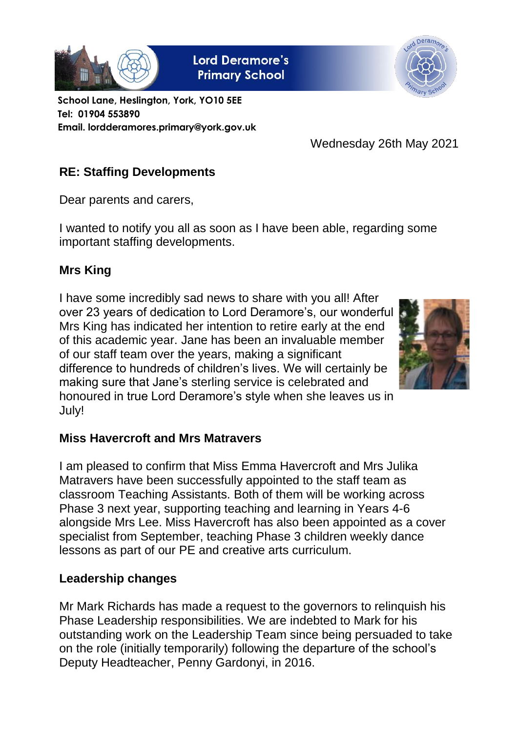# Lord Deramore's Primary School

**School Lane, Heslington, York, YO10 5EE**
**Tel: 01904 553890**
**Email. lordderamores.primary@york.gov.uk**

Wednesday 26th May 2021

## RE: Staffing Developments

Dear parents and carers,

I wanted to notify you all as soon as I have been able, regarding some important staffing developments.

### Mrs King

I have some incredibly sad news to share with you all! After over 23 years of dedication to Lord Deramore's, our wonderful Mrs King has indicated her intention to retire early at the end of this academic year. Jane has been an invaluable member of our staff team over the years, making a significant difference to hundreds of children's lives. We will certainly be making sure that Jane's sterling service is celebrated and honoured in true Lord Deramore's style when she leaves us in July!

### Miss Havercroft and Mrs Matravers

I am pleased to confirm that Miss Emma Havercroft and Mrs Julika Matravers have been successfully appointed to the staff team as classroom Teaching Assistants. Both of them will be working across Phase 3 next year, supporting teaching and learning in Years 4-6 alongside Mrs Lee. Miss Havercroft has also been appointed as a cover specialist from September, teaching Phase 3 children weekly dance lessons as part of our PE and creative arts curriculum.

### Leadership changes

Mr Mark Richards has made a request to the governors to relinquish his Phase Leadership responsibilities. We are indebted to Mark for his outstanding work on the Leadership Team since being persuaded to take on the role (initially temporarily) following the departure of the school's Deputy Headteacher, Penny Gardonyi, in 2016.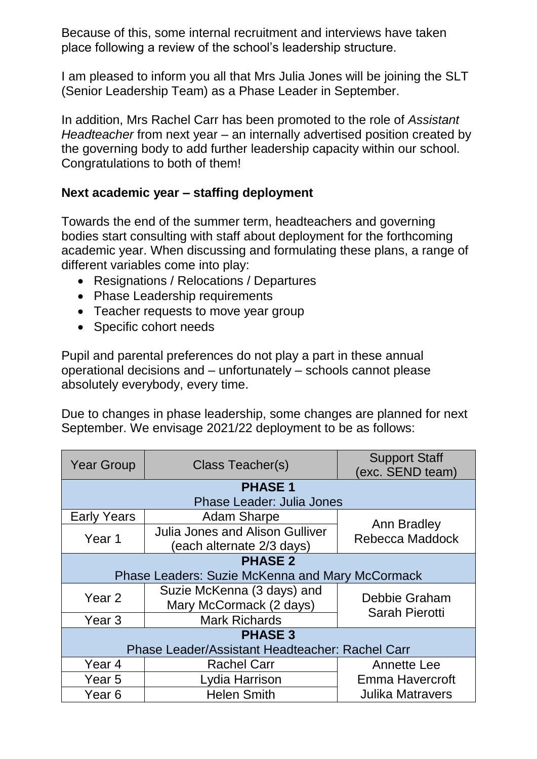Because of this, some internal recruitment and interviews have taken place following a review of the school's leadership structure.

I am pleased to inform you all that Mrs Julia Jones will be joining the SLT (Senior Leadership Team) as a Phase Leader in September.

In addition, Mrs Rachel Carr has been promoted to the role of *Assistant Headteacher* from next year – an internally advertised position created by the governing body to add further leadership capacity within our school. Congratulations to both of them!

**Next academic year – staffing deployment**

Towards the end of the summer term, headteachers and governing bodies start consulting with staff about deployment for the forthcoming academic year. When discussing and formulating these plans, a range of different variables come into play:

- Resignations / Relocations / Departures
- Phase Leadership requirements
- Teacher requests to move year group
- Specific cohort needs

Pupil and parental preferences do not play a part in these annual operational decisions and – unfortunately – schools cannot please absolutely everybody, every time.

Due to changes in phase leadership, some changes are planned for next September. We envisage 2021/22 deployment to be as follows:

| Year Group | Class Teacher(s) | Support Staff (exc. SEND team) |
|---|---|---|
| **PHASE 1** Phase Leader: Julia Jones | | |
| Early Years | Adam Sharpe | Ann Bradley Rebecca Maddock |
| Year 1 | Julia Jones and Alison Gulliver (each alternate 2/3 days) | |
| **PHASE 2** Phase Leaders: Suzie McKenna and Mary McCormack | | |
| Year 2 | Suzie McKenna (3 days) and Mary McCormack (2 days) | Debbie Graham Sarah Pierotti |
| Year 3 | Mark Richards | |
| **PHASE 3** Phase Leader/Assistant Headteacher: Rachel Carr | | |
| Year 4 | Rachel Carr | Annette Lee Emma Havercroft Julika Matravers |
| Year 5 | Lydia Harrison | |
| Year 6 | Helen Smith | |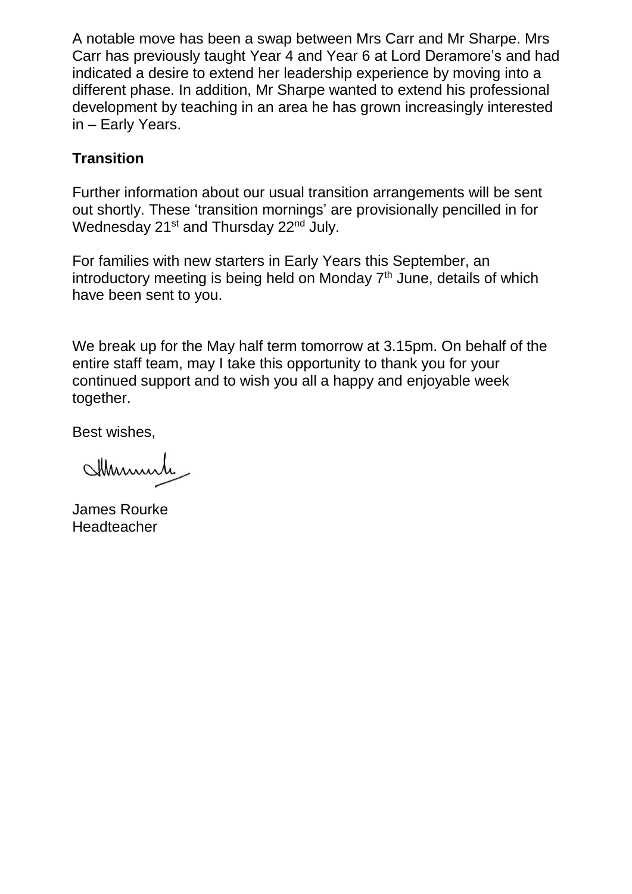A notable move has been a swap between Mrs Carr and Mr Sharpe. Mrs Carr has previously taught Year 4 and Year 6 at Lord Deramore's and had indicated a desire to extend her leadership experience by moving into a different phase. In addition, Mr Sharpe wanted to extend his professional development by teaching in an area he has grown increasingly interested in – Early Years.

**Transition**

Further information about our usual transition arrangements will be sent out shortly. These 'transition mornings' are provisionally pencilled in for Wednesday 21st and Thursday 22nd July.

For families with new starters in Early Years this September, an introductory meeting is being held on Monday 7th June, details of which have been sent to you.

We break up for the May half term tomorrow at 3.15pm. On behalf of the entire staff team, may I take this opportunity to thank you for your continued support and to wish you all a happy and enjoyable week together.

Best wishes,

James Rourke
Headteacher